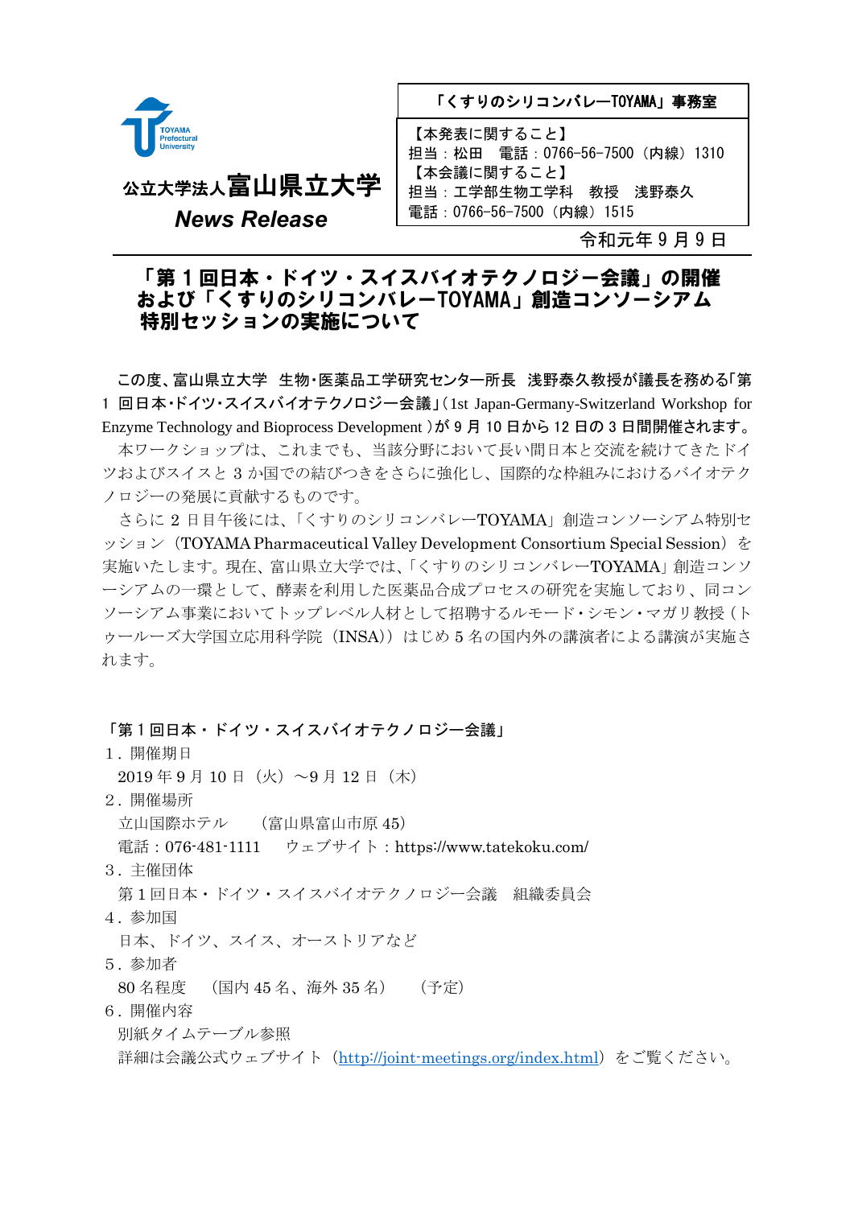公立大学法人**富山県立大学**
***News Release***

「くすりのシリコンバレーTOYAMA」事務室

【本発表に関すること】
担当：松田　電話：0766-56-7500（内線）1310
【本会議に関すること】
担当：工学部生物工学科　教授　浅野泰久
電話：0766-56-7500（内線）1515

令和元年 9 月 9 日

# 「第 1 回日本・ドイツ・スイスバイオテクノロジー会議」の開催 および「くすりのシリコンバレーTOYAMA」創造コンソーシアム 特別セッションの実施について

**この度、富山県立大学　生物･医薬品工学研究センター所長　浅野泰久教授が議長を務める｢第 1 回日本･ドイツ･スイスバイオテクノロジー会議｣（1st Japan-Germany-Switzerland Workshop for Enzyme Technology and Bioprocess Development ）が 9 月 10 日から 12 日の 3 日間開催されます。**

本ワークショップは、これまでも、当該分野において長い間日本と交流を続けてきたドイツおよびスイスと 3 か国での結びつきをさらに強化し、国際的な枠組みにおけるバイオテクノロジーの発展に貢献するものです。

さらに 2 日目午後には、「くすりのシリコンバレーTOYAMA」創造コンソーシアム特別セッション（TOYAMA Pharmaceutical Valley Development Consortium Special Session）を実施いたします。現在、富山県立大学では、「くすりのシリコンバレーTOYAMA」創造コンソーシアムの一環として、酵素を利用した医薬品合成プロセスの研究を実施しており、同コンソーシアム事業においてトップレベル人材として招聘するルモード・シモン・マガリ教授（トゥールーズ大学国立応用科学学院（INSA））はじめ 5 名の国内外の講演者による講演が実施されます。

「第 1 回日本・ドイツ・スイスバイオテクノロジー会議」

1．開催期日
　2019 年 9 月 10 日（火）～9 月 12 日（木）
2．開催場所
　立山国際ホテル　（富山県富山市原 45）
　電話：076-481-1111　ウェブサイト：https://www.tatekoku.com/
3．主催団体
　第 1 回日本・ドイツ・スイスバイオテクノロジー会議　組織委員会
4．参加国
　日本、ドイツ、スイス、オーストリアなど
5．参加者
　80 名程度　（国内 45 名、海外 35 名）　（予定）
6．開催内容
　別紙タイムテーブル参照
　詳細は会議公式ウェブサイト（http://joint-meetings.org/index.html）をご覧ください。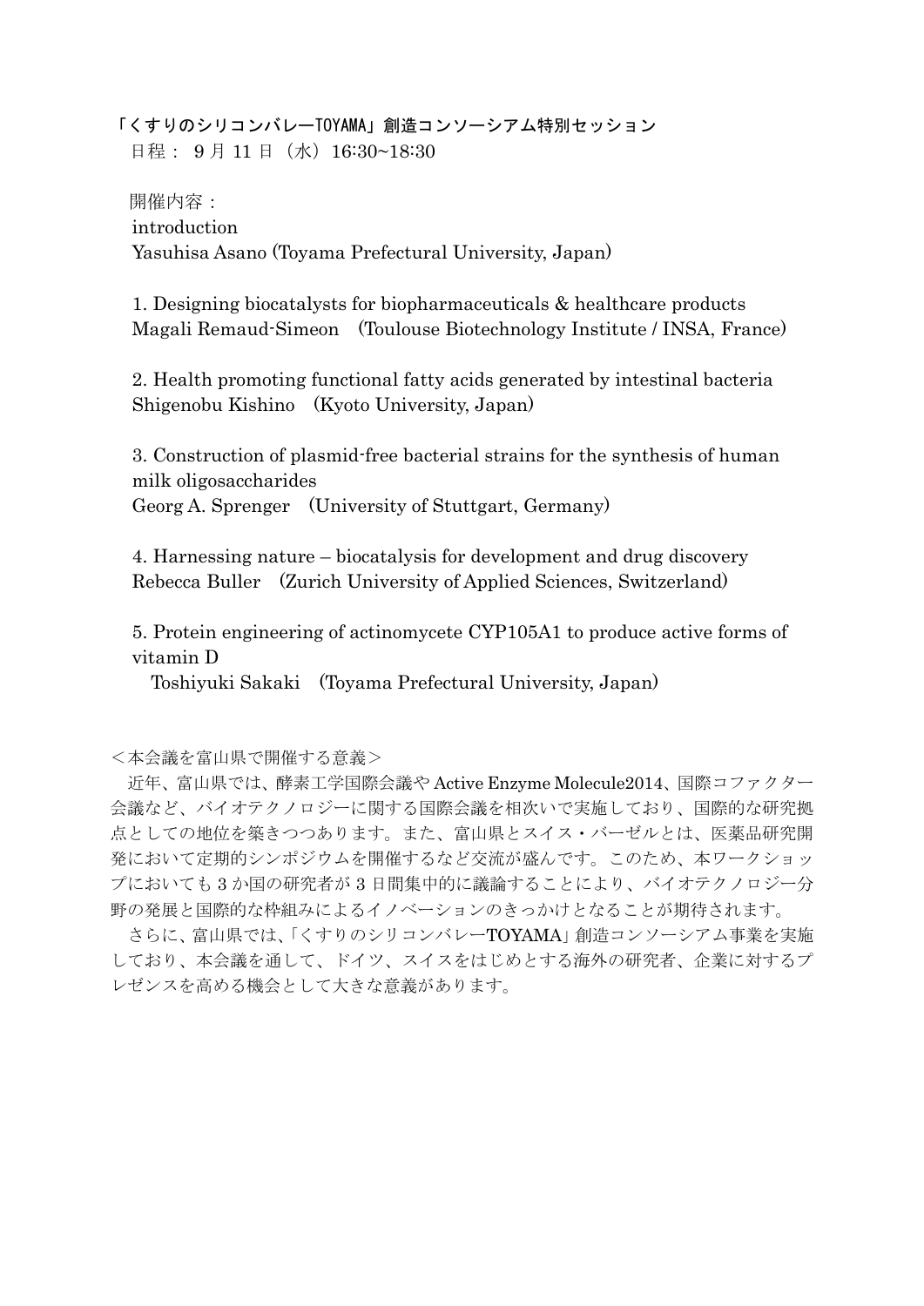### 「くすりのシリコンバレーTOYAMA」創造コンソーシアム特別セッション

日程： 9 月 11 日（水）16:30~18:30

開催内容：

introduction
Yasuhisa Asano (Toyama Prefectural University, Japan)

1. Designing biocatalysts for biopharmaceuticals & healthcare products
Magali Remaud-Simeon (Toulouse Biotechnology Institute / INSA, France)

2. Health promoting functional fatty acids generated by intestinal bacteria
Shigenobu Kishino (Kyoto University, Japan)

3. Construction of plasmid-free bacterial strains for the synthesis of human milk oligosaccharides
Georg A. Sprenger (University of Stuttgart, Germany)

4. Harnessing nature – biocatalysis for development and drug discovery
Rebecca Buller (Zurich University of Applied Sciences, Switzerland)

5. Protein engineering of actinomycete CYP105A1 to produce active forms of vitamin D
Toshiyuki Sakaki (Toyama Prefectural University, Japan)

＜本会議を富山県で開催する意義＞

近年、富山県では、酵素工学国際会議や Active Enzyme Molecule2014、国際コファクター会議など、バイオテクノロジーに関する国際会議を相次いで実施しており、国際的な研究拠点としての地位を築きつつあります。また、富山県とスイス・バーゼルとは、医薬品研究開発において定期的シンポジウムを開催するなど交流が盛んです。このため、本ワークショップにおいても 3 か国の研究者が 3 日間集中的に議論することにより、バイオテクノロジー分野の発展と国際的な枠組みによるイノベーションのきっかけとなることが期待されます。

さらに、富山県では、「くすりのシリコンバレーTOYAMA」創造コンソーシアム事業を実施しており、本会議を通して、ドイツ、スイスをはじめとする海外の研究者、企業に対するプレゼンスを高める機会として大きな意義があります。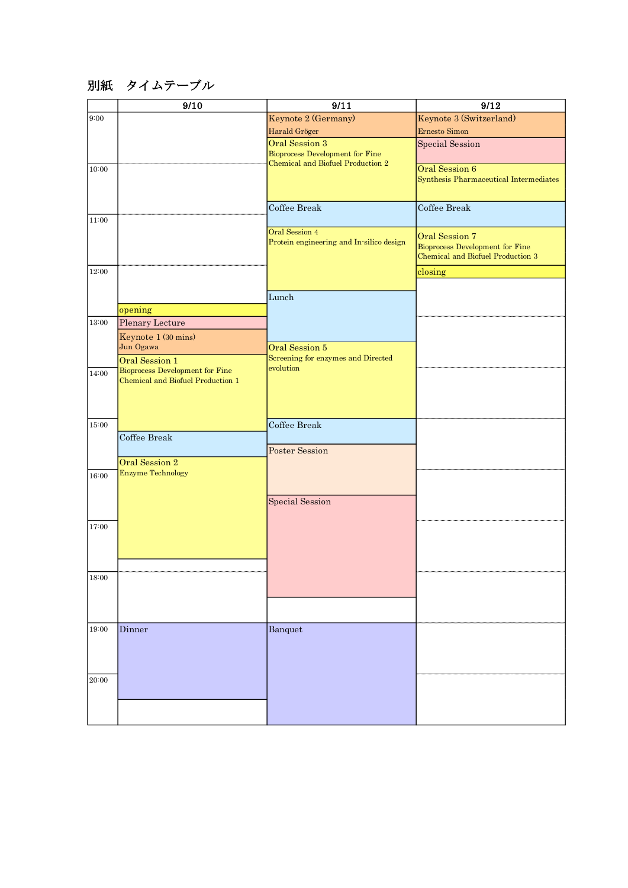# 別紙　タイムテーブル

| | 9/10 | 9/11 | 9/12 |
|---|---|---|---|
| 9:00 | | Keynote 2 (Germany) Harald Gröger | Keynote 3 (Switzerland) Ernesto Simon |
| | | Oral Session 3 Bioprocess Development for Fine Chemical and Biofuel Production 2 | Special Session |
| 10:00 | | | Oral Session 6 Synthesis Pharmaceutical Intermediates |
| | | Coffee Break | Coffee Break |
| 11:00 | | Oral Session 4 Protein engineering and In-silico design | Oral Session 7 Bioprocess Development for Fine Chemical and Biofuel Production 3 |
| 12:00 | | | closing |
| | | Lunch | |
| | opening | | |
| 13:00 | Plenary Lecture | | |
| | Keynote 1 (30 mins) Jun Ogawa | | |
| | Oral Session 1 Bioprocess Development for Fine Chemical and Biofuel Production 1 | Oral Session 5 Screening for enzymes and Directed evolution | |
| 14:00 | | | |
| 15:00 | | Coffee Break | |
| | Coffee Break | | |
| | Oral Session 2 Enzyme Technology | Poster Session | |
| 16:00 | | | |
| | | Special Session | |
| 17:00 | | | |
| 18:00 | | | |
| 19:00 | Dinner | Banquet | |
| 20:00 | | | |